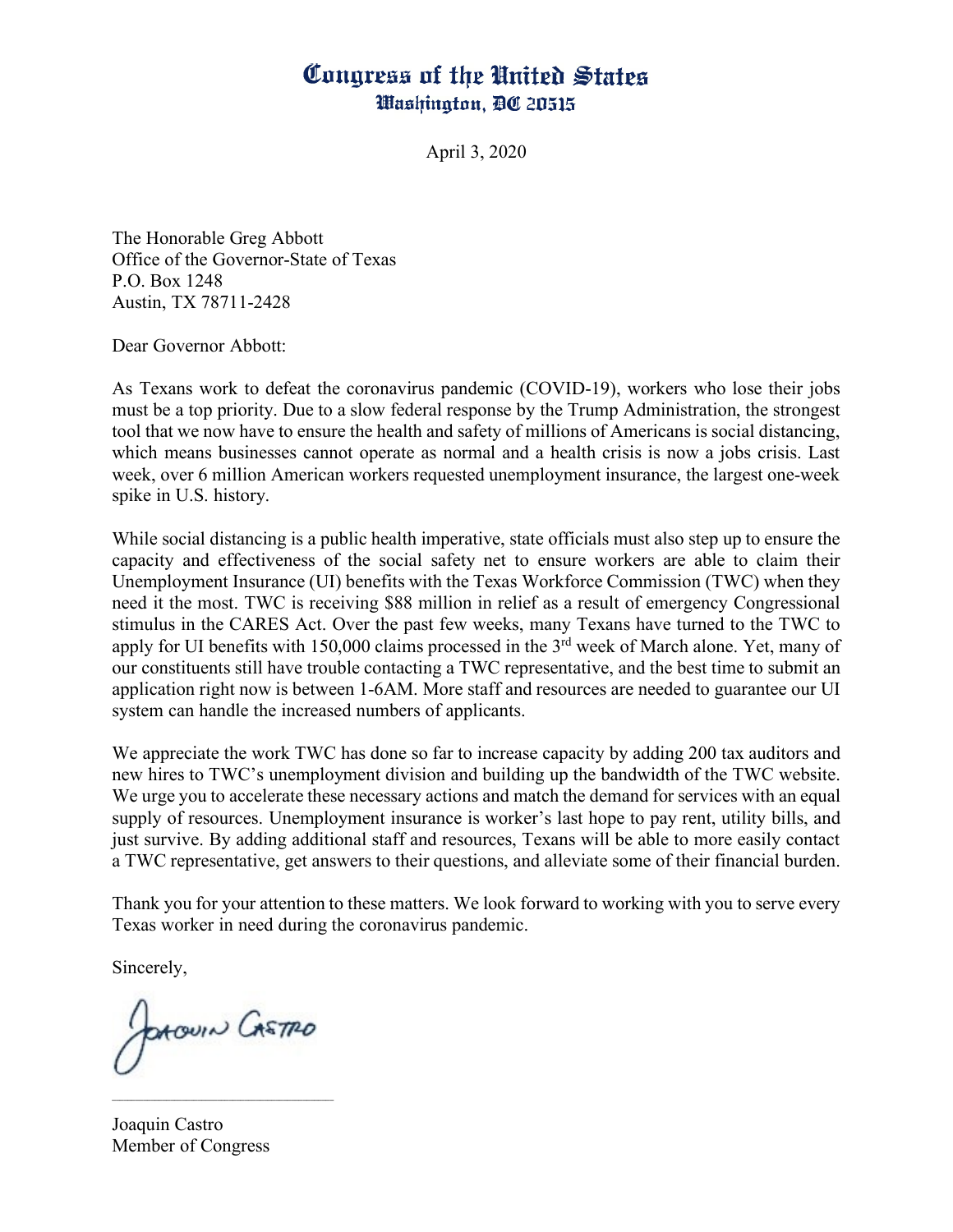# Congress of the United States
## Washington, DC 20515

April 3, 2020

The Honorable Greg Abbott
Office of the Governor-State of Texas
P.O. Box 1248
Austin, TX 78711-2428

Dear Governor Abbott:

As Texans work to defeat the coronavirus pandemic (COVID-19), workers who lose their jobs must be a top priority. Due to a slow federal response by the Trump Administration, the strongest tool that we now have to ensure the health and safety of millions of Americans is social distancing, which means businesses cannot operate as normal and a health crisis is now a jobs crisis. Last week, over 6 million American workers requested unemployment insurance, the largest one-week spike in U.S. history.

While social distancing is a public health imperative, state officials must also step up to ensure the capacity and effectiveness of the social safety net to ensure workers are able to claim their Unemployment Insurance (UI) benefits with the Texas Workforce Commission (TWC) when they need it the most. TWC is receiving $88 million in relief as a result of emergency Congressional stimulus in the CARES Act. Over the past few weeks, many Texans have turned to the TWC to apply for UI benefits with 150,000 claims processed in the 3rd week of March alone. Yet, many of our constituents still have trouble contacting a TWC representative, and the best time to submit an application right now is between 1-6AM. More staff and resources are needed to guarantee our UI system can handle the increased numbers of applicants.

We appreciate the work TWC has done so far to increase capacity by adding 200 tax auditors and new hires to TWC's unemployment division and building up the bandwidth of the TWC website. We urge you to accelerate these necessary actions and match the demand for services with an equal supply of resources. Unemployment insurance is worker's last hope to pay rent, utility bills, and just survive. By adding additional staff and resources, Texans will be able to more easily contact a TWC representative, get answers to their questions, and alleviate some of their financial burden.

Thank you for your attention to these matters. We look forward to working with you to serve every Texas worker in need during the coronavirus pandemic.

Sincerely,

Joaquin Castro

Joaquin Castro
Member of Congress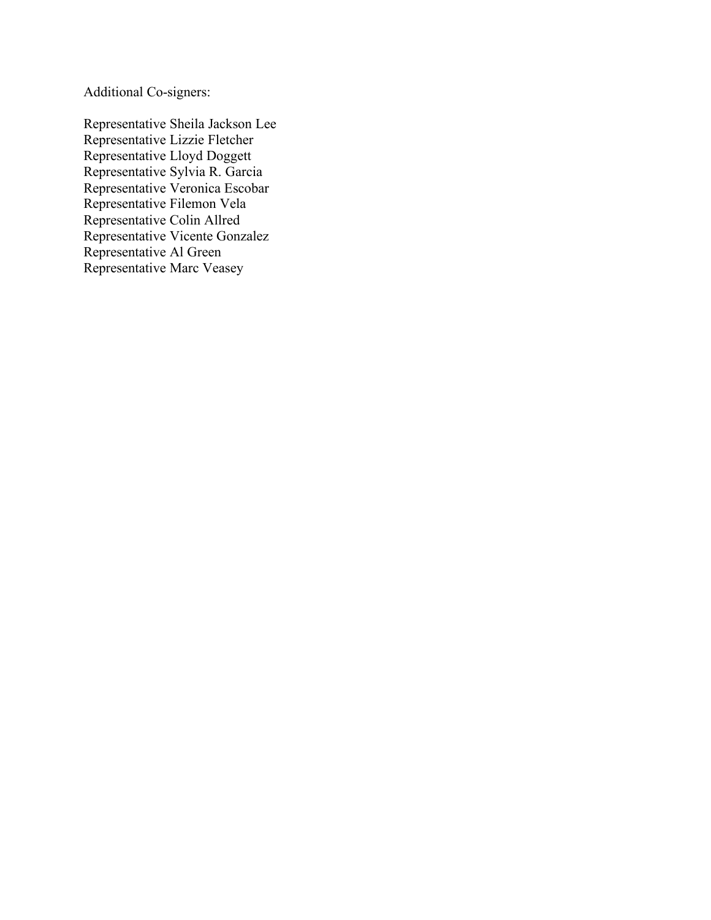Additional Co-signers:

Representative Sheila Jackson Lee
Representative Lizzie Fletcher
Representative Lloyd Doggett
Representative Sylvia R. Garcia
Representative Veronica Escobar
Representative Filemon Vela
Representative Colin Allred
Representative Vicente Gonzalez
Representative Al Green
Representative Marc Veasey